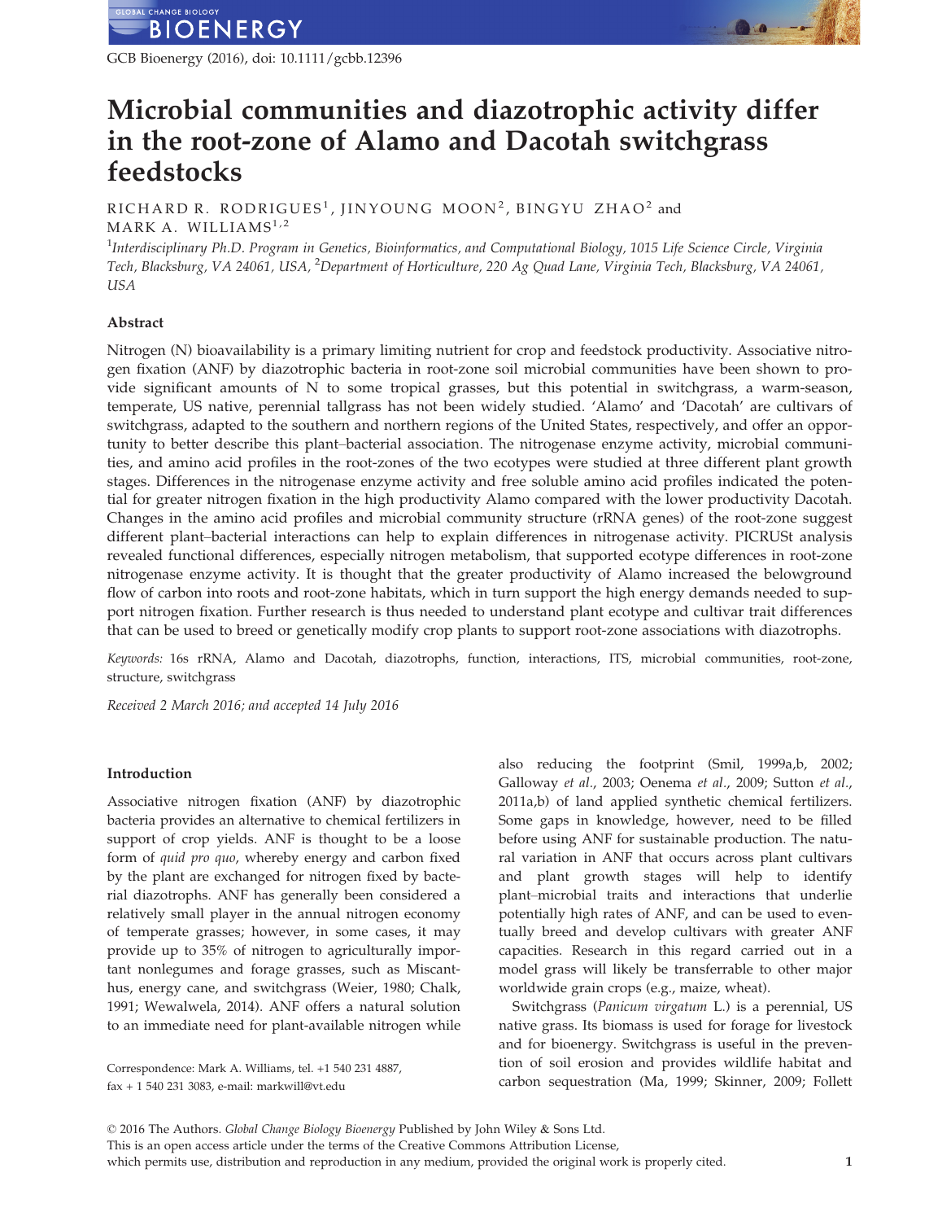# Microbial communities and diazotrophic activity differ in the root-zone of Alamo and Dacotah switchgrass feedstocks

RICHARD R. RODRIGUES[1], JINYOUNG MOON[2], BINGYU ZHAO[2] and MARK A. WILLIAMS[1,2]

[1]Interdisciplinary Ph.D. Program in Genetics, Bioinformatics, and Computational Biology, 1015 Life Science Circle, Virginia Tech, Blacksburg, VA 24061, USA, [2]Department of Horticulture, 220 Ag Quad Lane, Virginia Tech, Blacksburg, VA 24061, USA

## Abstract

Nitrogen (N) bioavailability is a primary limiting nutrient for crop and feedstock productivity. Associative nitrogen fixation (ANF) by diazotrophic bacteria in root-zone soil microbial communities have been shown to provide significant amounts of N to some tropical grasses, but this potential in switchgrass, a warm-season, temperate, US native, perennial tallgrass has not been widely studied. 'Alamo' and 'Dacotah' are cultivars of switchgrass, adapted to the southern and northern regions of the United States, respectively, and offer an opportunity to better describe this plant–bacterial association. The nitrogenase enzyme activity, microbial communities, and amino acid profiles in the root-zones of the two ecotypes were studied at three different plant growth stages. Differences in the nitrogenase enzyme activity and free soluble amino acid profiles indicated the potential for greater nitrogen fixation in the high productivity Alamo compared with the lower productivity Dacotah. Changes in the amino acid profiles and microbial community structure (rRNA genes) of the root-zone suggest different plant–bacterial interactions can help to explain differences in nitrogenase activity. PICRUSt analysis revealed functional differences, especially nitrogen metabolism, that supported ecotype differences in root-zone nitrogenase enzyme activity. It is thought that the greater productivity of Alamo increased the belowground flow of carbon into roots and root-zone habitats, which in turn support the high energy demands needed to support nitrogen fixation. Further research is thus needed to understand plant ecotype and cultivar trait differences that can be used to breed or genetically modify crop plants to support root-zone associations with diazotrophs.

*Keywords:* 16s rRNA, Alamo and Dacotah, diazotrophs, function, interactions, ITS, microbial communities, root-zone, structure, switchgrass

*Received 2 March 2016; and accepted 14 July 2016*

## Introduction

Associative nitrogen fixation (ANF) by diazotrophic bacteria provides an alternative to chemical fertilizers in support of crop yields. ANF is thought to be a loose form of *quid pro quo*, whereby energy and carbon fixed by the plant are exchanged for nitrogen fixed by bacterial diazotrophs. ANF has generally been considered a relatively small player in the annual nitrogen economy of temperate grasses; however, in some cases, it may provide up to 35% of nitrogen to agriculturally important nonlegumes and forage grasses, such as Miscanthus, energy cane, and switchgrass (Weier, 1980; Chalk, 1991; Wewalwela, 2014). ANF offers a natural solution to an immediate need for plant-available nitrogen while also reducing the footprint (Smil, 1999a,b, 2002; Galloway *et al.*, 2003; Oenema *et al.*, 2009; Sutton *et al.*, 2011a,b) of land applied synthetic chemical fertilizers. Some gaps in knowledge, however, need to be filled before using ANF for sustainable production. The natural variation in ANF that occurs across plant cultivars and plant growth stages will help to identify plant–microbial traits and interactions that underlie potentially high rates of ANF, and can be used to eventually breed and develop cultivars with greater ANF capacities. Research in this regard carried out in a model grass will likely be transferrable to other major worldwide grain crops (e.g., maize, wheat).

Switchgrass (*Panicum virgatum* L.) is a perennial, US native grass. Its biomass is used for forage for livestock and for bioenergy. Switchgrass is useful in the prevention of soil erosion and provides wildlife habitat and carbon sequestration (Ma, 1999; Skinner, 2009; Follett

Correspondence: Mark A. Williams, tel. +1 540 231 4887, fax + 1 540 231 3083, e-mail: markwill@vt.edu

© 2016 The Authors. *Global Change Biology Bioenergy* Published by John Wiley & Sons Ltd.
This is an open access article under the terms of the Creative Commons Attribution License, which permits use, distribution and reproduction in any medium, provided the original work is properly cited.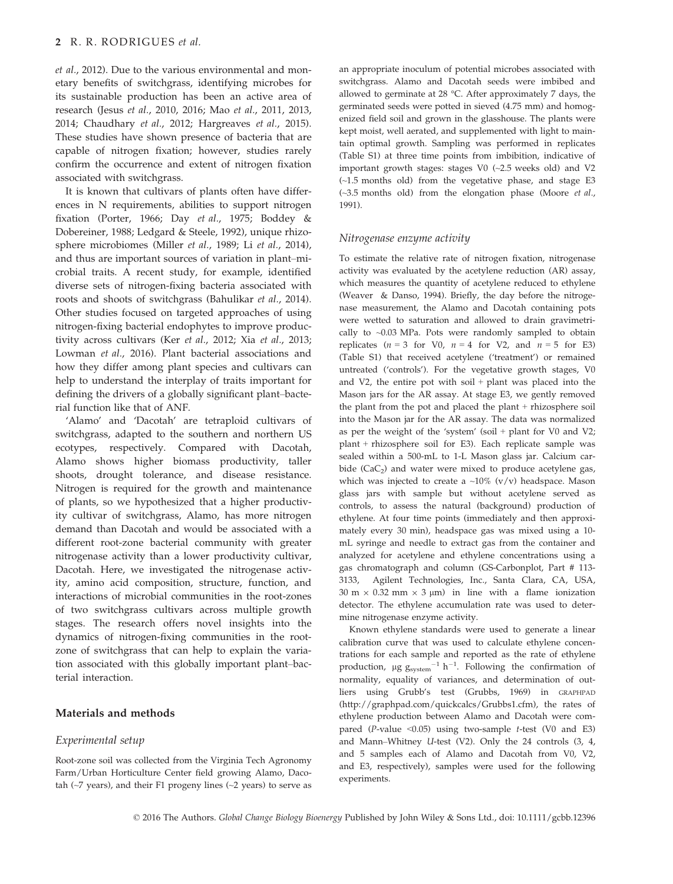*et al.*, 2012). Due to the various environmental and monetary benefits of switchgrass, identifying microbes for its sustainable production has been an active area of research (Jesus *et al.*, 2010, 2016; Mao *et al.*, 2011, 2013, 2014; Chaudhary *et al.*, 2012; Hargreaves *et al.*, 2015). These studies have shown presence of bacteria that are capable of nitrogen fixation; however, studies rarely confirm the occurrence and extent of nitrogen fixation associated with switchgrass.

It is known that cultivars of plants often have differences in N requirements, abilities to support nitrogen fixation (Porter, 1966; Day *et al.*, 1975; Boddey & Dobereiner, 1988; Ledgard & Steele, 1992), unique rhizosphere microbiomes (Miller *et al.*, 1989; Li *et al.*, 2014), and thus are important sources of variation in plant–microbial traits. A recent study, for example, identified diverse sets of nitrogen-fixing bacteria associated with roots and shoots of switchgrass (Bahulikar *et al.*, 2014). Other studies focused on targeted approaches of using nitrogen-fixing bacterial endophytes to improve productivity across cultivars (Ker *et al.*, 2012; Xia *et al.*, 2013; Lowman *et al.*, 2016). Plant bacterial associations and how they differ among plant species and cultivars can help to understand the interplay of traits important for defining the drivers of a globally significant plant–bacterial function like that of ANF.

'Alamo' and 'Dacotah' are tetraploid cultivars of switchgrass, adapted to the southern and northern US ecotypes, respectively. Compared with Dacotah, Alamo shows higher biomass productivity, taller shoots, drought tolerance, and disease resistance. Nitrogen is required for the growth and maintenance of plants, so we hypothesized that a higher productivity cultivar of switchgrass, Alamo, has more nitrogen demand than Dacotah and would be associated with a different root-zone bacterial community with greater nitrogenase activity than a lower productivity cultivar, Dacotah. Here, we investigated the nitrogenase activity, amino acid composition, structure, function, and interactions of microbial communities in the root-zones of two switchgrass cultivars across multiple growth stages. The research offers novel insights into the dynamics of nitrogen-fixing communities in the root-zone of switchgrass that can help to explain the variation associated with this globally important plant–bacterial interaction.

## Materials and methods

### Experimental setup

Root-zone soil was collected from the Virginia Tech Agronomy Farm/Urban Horticulture Center field growing Alamo, Dacotah (~7 years), and their F1 progeny lines (~2 years) to serve as an appropriate inoculum of potential microbes associated with switchgrass. Alamo and Dacotah seeds were imbibed and allowed to germinate at 28 °C. After approximately 7 days, the germinated seeds were potted in sieved (4.75 mm) and homogenized field soil and grown in the glasshouse. The plants were kept moist, well aerated, and supplemented with light to maintain optimal growth. Sampling was performed in replicates (Table S1) at three time points from imbibition, indicative of important growth stages: stages V0 (~2.5 weeks old) and V2 (~1.5 months old) from the vegetative phase, and stage E3 (~3.5 months old) from the elongation phase (Moore *et al.*, 1991).

### Nitrogenase enzyme activity

To estimate the relative rate of nitrogen fixation, nitrogenase activity was evaluated by the acetylene reduction (AR) assay, which measures the quantity of acetylene reduced to ethylene (Weaver & Danso, 1994). Briefly, the day before the nitrogenase measurement, the Alamo and Dacotah containing pots were wetted to saturation and allowed to drain gravimetrically to ~0.03 MPa. Pots were randomly sampled to obtain replicates ($n = 3$ for V0, $n = 4$ for V2, and $n = 5$ for E3) (Table S1) that received acetylene ('treatment') or remained untreated ('controls'). For the vegetative growth stages, V0 and V2, the entire pot with soil + plant was placed into the Mason jars for the AR assay. At stage E3, we gently removed the plant from the pot and placed the plant + rhizosphere soil into the Mason jar for the AR assay. The data was normalized as per the weight of the 'system' (soil + plant for V0 and V2; plant + rhizosphere soil for E3). Each replicate sample was sealed within a 500-mL to 1-L Mason glass jar. Calcium carbide ($CaC_2$) and water were mixed to produce acetylene gas, which was injected to create a ~10% (v/v) headspace. Mason glass jars with sample but without acetylene served as controls, to assess the natural (background) production of ethylene. At four time points (immediately and then approximately every 30 min), headspace gas was mixed using a 10-mL syringe and needle to extract gas from the container and analyzed for acetylene and ethylene concentrations using a gas chromatograph and column (GS-Carbonplot, Part # 113-3133, Agilent Technologies, Inc., Santa Clara, CA, USA, 30 m × 0.32 mm × 3 μm) in line with a flame ionization detector. The ethylene accumulation rate was used to determine nitrogenase enzyme activity.

Known ethylene standards were used to generate a linear calibration curve that was used to calculate ethylene concentrations for each sample and reported as the rate of ethylene production, μg $g_{system}^{-1}$ $h^{-1}$. Following the confirmation of normality, equality of variances, and determination of outliers using Grubb's test (Grubbs, 1969) in GRAPHPAD (http://graphpad.com/quickcalcs/Grubbs1.cfm), the rates of ethylene production between Alamo and Dacotah were compared ($P$-value <0.05) using two-sample $t$-test (V0 and E3) and Mann–Whitney $U$-test (V2). Only the 24 controls (3, 4, and 5 samples each of Alamo and Dacotah from V0, V2, and E3, respectively), samples were used for the following experiments.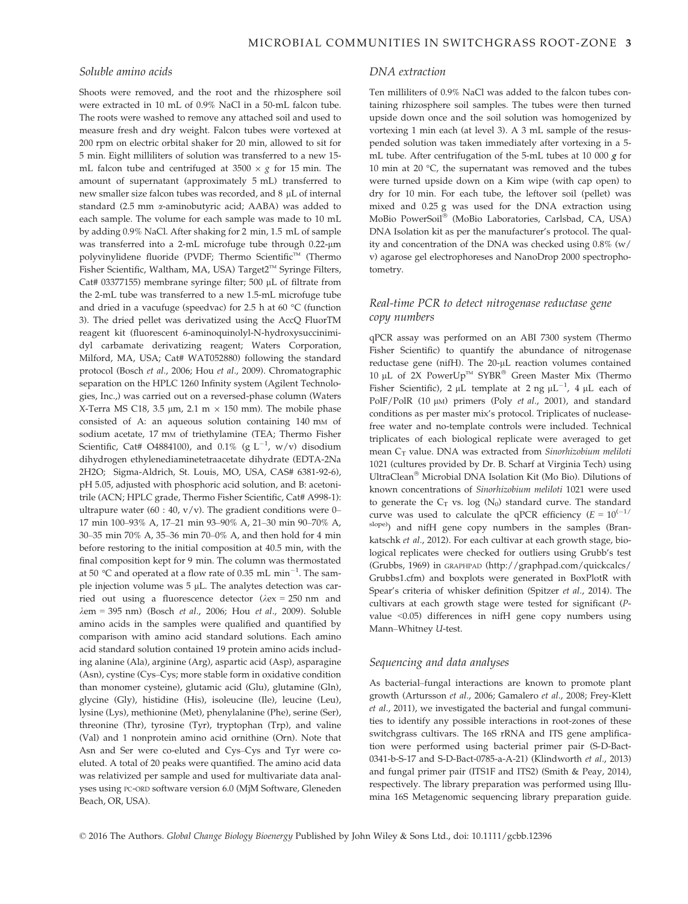### Soluble amino acids

Shoots were removed, and the root and the rhizosphere soil were extracted in 10 mL of 0.9% NaCl in a 50-mL falcon tube. The roots were washed to remove any attached soil and used to measure fresh and dry weight. Falcon tubes were vortexed at 200 rpm on electric orbital shaker for 20 min, allowed to sit for 5 min. Eight milliliters of solution was transferred to a new 15-mL falcon tube and centrifuged at 3500 × *g* for 15 min. The amount of supernatant (approximately 5 mL) transferred to new smaller size falcon tubes was recorded, and 8 μL of internal standard (2.5 mm α-aminobutyric acid; AABA) was added to each sample. The volume for each sample was made to 10 mL by adding 0.9% NaCl. After shaking for 2 min, 1.5 mL of sample was transferred into a 2-mL microfuge tube through 0.22-μm polyvinylidene fluoride (PVDF; Thermo Scientific™ (Thermo Fisher Scientific, Waltham, MA, USA) Target2™ Syringe Filters, Cat# 03377155) membrane syringe filter; 500 μL of filtrate from the 2-mL tube was transferred to a new 1.5-mL microfuge tube and dried in a vacufuge (speedvac) for 2.5 h at 60 °C (function 3). The dried pellet was derivatized using the AccQ FluorTM reagent kit (fluorescent 6-aminoquinolyl-N-hydroxysuccinimidyl carbamate derivatizing reagent; Waters Corporation, Milford, MA, USA; Cat# WAT052880) following the standard protocol (Bosch *et al.*, 2006; Hou *et al.*, 2009). Chromatographic separation on the HPLC 1260 Infinity system (Agilent Technologies, Inc.,) was carried out on a reversed-phase column (Waters X-Terra MS C18, 3.5 μm, 2.1 m × 150 mm). The mobile phase consisted of A: an aqueous solution containing 140 mm of sodium acetate, 17 mm of triethylamine (TEA; Thermo Fisher Scientific, Cat# O4884100), and 0.1% (g $L^{-1}$, w/v) disodium dihydrogen ethylenediaminetetraacetate dihydrate (EDTA-2Na 2H2O; Sigma-Aldrich, St. Louis, MO, USA, CAS# 6381-92-6), pH 5.05, adjusted with phosphoric acid solution, and B: acetonitrile (ACN; HPLC grade, Thermo Fisher Scientific, Cat# A998-1): ultrapure water (60 : 40, v/v). The gradient conditions were 0–17 min 100–93% A, 17–21 min 93–90% A, 21–30 min 90–70% A, 30–35 min 70% A, 35–36 min 70–0% A, and then hold for 4 min before restoring to the initial composition at 40.5 min, with the final composition kept for 9 min. The column was thermostated at 50 °C and operated at a flow rate of 0.35 mL $min^{-1}$. The sample injection volume was 5 μL. The analytes detection was carried out using a fluorescence detector (λex = 250 nm and λem = 395 nm) (Bosch *et al.*, 2006; Hou *et al.*, 2009). Soluble amino acids in the samples were qualified and quantified by comparison with amino acid standard solutions. Each amino acid standard solution contained 19 protein amino acids including alanine (Ala), arginine (Arg), aspartic acid (Asp), asparagine (Asn), cystine (Cys–Cys; more stable form in oxidative condition than monomer cysteine), glutamic acid (Glu), glutamine (Gln), glycine (Gly), histidine (His), isoleucine (Ile), leucine (Leu), lysine (Lys), methionine (Met), phenylalanine (Phe), serine (Ser), threonine (Thr), tyrosine (Tyr), tryptophan (Trp), and valine (Val) and 1 nonprotein amino acid ornithine (Orn). Note that Asn and Ser were co-eluted and Cys–Cys and Tyr were co-eluted. A total of 20 peaks were quantified. The amino acid data was relativized per sample and used for multivariate data analyses using PC-ORD software version 6.0 (MjM Software, Gleneden Beach, OR, USA).

### DNA extraction

Ten milliliters of 0.9% NaCl was added to the falcon tubes containing rhizosphere soil samples. The tubes were then turned upside down once and the soil solution was homogenized by vortexing 1 min each (at level 3). A 3 mL sample of the resuspended solution was taken immediately after vortexing in a 5-mL tube. After centrifugation of the 5-mL tubes at 10 000 *g* for 10 min at 20 °C, the supernatant was removed and the tubes were turned upside down on a Kim wipe (with cap open) to dry for 10 min. For each tube, the leftover soil (pellet) was mixed and 0.25 g was used for the DNA extraction using MoBio PowerSoil® (MoBio Laboratories, Carlsbad, CA, USA) DNA Isolation kit as per the manufacturer's protocol. The quality and concentration of the DNA was checked using 0.8% (w/v) agarose gel electrophoreses and NanoDrop 2000 spectrophotometry.

### Real-time PCR to detect nitrogenase reductase gene copy numbers

qPCR assay was performed on an ABI 7300 system (Thermo Fisher Scientific) to quantify the abundance of nitrogenase reductase gene (nifH). The 20-μL reaction volumes contained 10 μL of 2X PowerUp™ SYBR® Green Master Mix (Thermo Fisher Scientific), 2 μL template at 2 ng $\mu L^{-1}$, 4 μL each of PolF/PolR (10 μm) primers (Poly *et al.*, 2001), and standard conditions as per master mix's protocol. Triplicates of nuclease-free water and no-template controls were included. Technical triplicates of each biological replicate were averaged to get mean $C_T$ value. DNA was extracted from *Sinorhizobium meliloti* 1021 (cultures provided by Dr. B. Scharf at Virginia Tech) using UltraClean® Microbial DNA Isolation Kit (Mo Bio). Dilutions of known concentrations of *Sinorhizobium meliloti* 1021 were used to generate the $C_T$ vs. log ($N_0$) standard curve. The standard curve was used to calculate the qPCR efficiency ($E = 10^{(-1/\text{slope})}$) and nifH gene copy numbers in the samples (Brankatschk *et al.*, 2012). For each cultivar at each growth stage, biological replicates were checked for outliers using Grubb's test (Grubbs, 1969) in GRAPHPAD (http://graphpad.com/quickcalcs/Grubbs1.cfm) and boxplots were generated in BoxPlotR with Spear's criteria of whisker definition (Spitzer *et al.*, 2014). The cultivars at each growth stage were tested for significant ($P$-value <0.05) differences in nifH gene copy numbers using Mann–Whitney *U*-test.

### Sequencing and data analyses

As bacterial–fungal interactions are known to promote plant growth (Artursson *et al.*, 2006; Gamalero *et al.*, 2008; Frey-Klett *et al.*, 2011), we investigated the bacterial and fungal communities to identify any possible interactions in root-zones of these switchgrass cultivars. The 16S rRNA and ITS gene amplification were performed using bacterial primer pair (S-D-Bact-0341-b-S-17 and S-D-Bact-0785-a-A-21) (Klindworth *et al.*, 2013) and fungal primer pair (ITS1F and ITS2) (Smith & Peay, 2014), respectively. The library preparation was performed using Illumina 16S Metagenomic sequencing library preparation guide.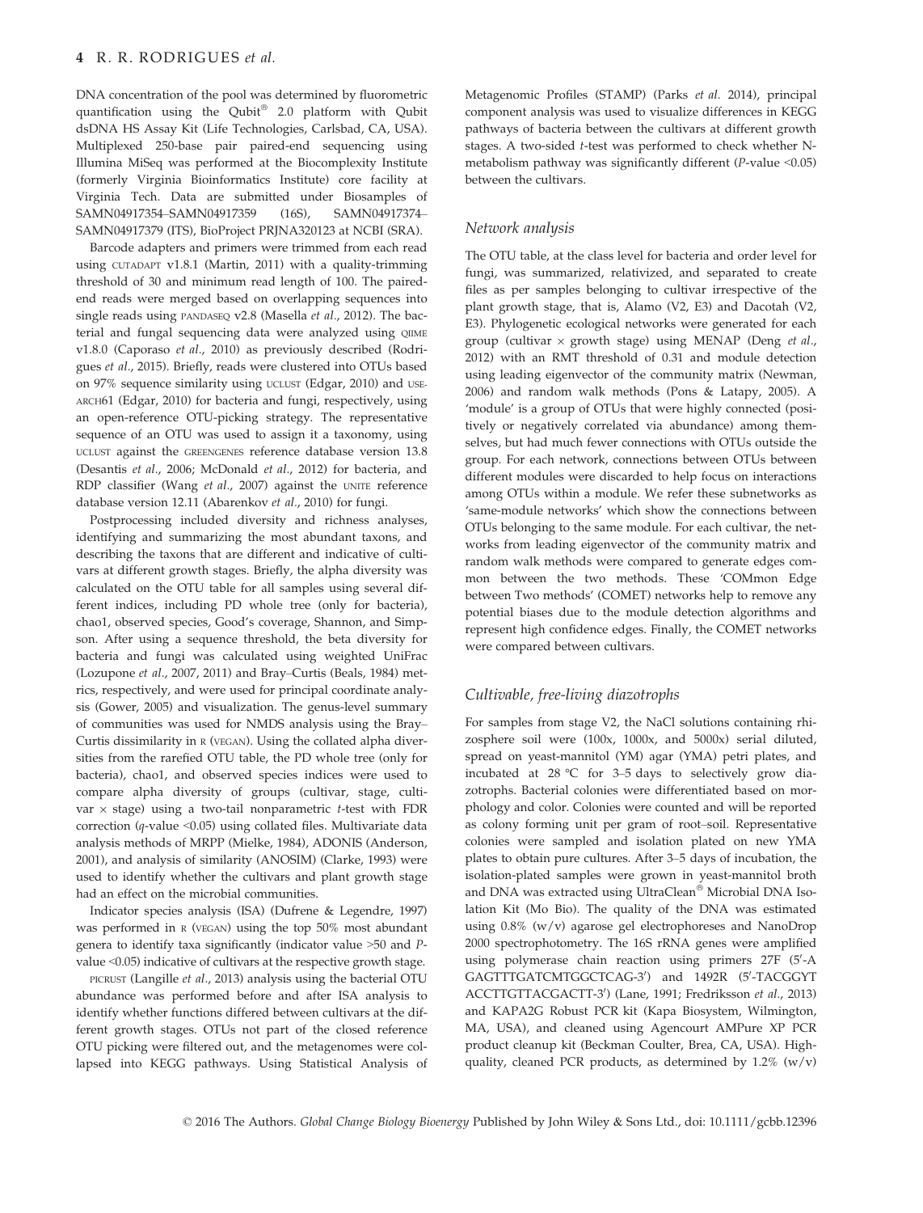DNA concentration of the pool was determined by fluorometric quantification using the Qubit® 2.0 platform with Qubit dsDNA HS Assay Kit (Life Technologies, Carlsbad, CA, USA). Multiplexed 250-base pair paired-end sequencing using Illumina MiSeq was performed at the Biocomplexity Institute (formerly Virginia Bioinformatics Institute) core facility at Virginia Tech. Data are submitted under Biosamples of SAMN04917354–SAMN04917359 (16S), SAMN04917374–SAMN04917379 (ITS), BioProject PRJNA320123 at NCBI (SRA).

Barcode adapters and primers were trimmed from each read using CUTADAPT v1.8.1 (Martin, 2011) with a quality-trimming threshold of 30 and minimum read length of 100. The paired-end reads were merged based on overlapping sequences into single reads using PANDASEQ v2.8 (Masella *et al.*, 2012). The bacterial and fungal sequencing data were analyzed using QIIME v1.8.0 (Caporaso *et al.*, 2010) as previously described (Rodrigues *et al.*, 2015). Briefly, reads were clustered into OTUs based on 97% sequence similarity using UCLUST (Edgar, 2010) and USEARCH61 (Edgar, 2010) for bacteria and fungi, respectively, using an open-reference OTU-picking strategy. The representative sequence of an OTU was used to assign it a taxonomy, using UCLUST against the GREENGENES reference database version 13.8 (Desantis *et al.*, 2006; McDonald *et al.*, 2012) for bacteria, and RDP classifier (Wang *et al.*, 2007) against the UNITE reference database version 12.11 (Abarenkov *et al.*, 2010) for fungi.

Postprocessing included diversity and richness analyses, identifying and summarizing the most abundant taxons, and describing the taxons that are different and indicative of cultivars at different growth stages. Briefly, the alpha diversity was calculated on the OTU table for all samples using several different indices, including PD whole tree (only for bacteria), chao1, observed species, Good's coverage, Shannon, and Simpson. After using a sequence threshold, the beta diversity for bacteria and fungi was calculated using weighted UniFrac (Lozupone *et al.*, 2007, 2011) and Bray–Curtis (Beals, 1984) metrics, respectively, and were used for principal coordinate analysis (Gower, 2005) and visualization. The genus-level summary of communities was used for NMDS analysis using the Bray–Curtis dissimilarity in R (VEGAN). Using the collated alpha diversities from the rarefied OTU table, the PD whole tree (only for bacteria), chao1, and observed species indices were used to compare alpha diversity of groups (cultivar, stage, cultivar × stage) using a two-tail nonparametric *t*-test with FDR correction (*q*-value <0.05) using collated files. Multivariate data analysis methods of MRPP (Mielke, 1984), ADONIS (Anderson, 2001), and analysis of similarity (ANOSIM) (Clarke, 1993) were used to identify whether the cultivars and plant growth stage had an effect on the microbial communities.

Indicator species analysis (ISA) (Dufrene & Legendre, 1997) was performed in R (VEGAN) using the top 50% most abundant genera to identify taxa significantly (indicator value >50 and *P*-value <0.05) indicative of cultivars at the respective growth stage.

PICRUST (Langille *et al.*, 2013) analysis using the bacterial OTU abundance was performed before and after ISA analysis to identify whether functions differed between cultivars at the different growth stages. OTUs not part of the closed reference OTU picking were filtered out, and the metagenomes were collapsed into KEGG pathways. Using Statistical Analysis of Metagenomic Profiles (STAMP) (Parks *et al.* 2014), principal component analysis was used to visualize differences in KEGG pathways of bacteria between the cultivars at different growth stages. A two-sided *t*-test was performed to check whether N-metabolism pathway was significantly different (*P*-value <0.05) between the cultivars.

### Network analysis

The OTU table, at the class level for bacteria and order level for fungi, was summarized, relativized, and separated to create files as per samples belonging to cultivar irrespective of the plant growth stage, that is, Alamo (V2, E3) and Dacotah (V2, E3). Phylogenetic ecological networks were generated for each group (cultivar × growth stage) using MENAP (Deng *et al.*, 2012) with an RMT threshold of 0.31 and module detection using leading eigenvector of the community matrix (Newman, 2006) and random walk methods (Pons & Latapy, 2005). A 'module' is a group of OTUs that were highly connected (positively or negatively correlated via abundance) among themselves, but had much fewer connections with OTUs outside the group. For each network, connections between OTUs between different modules were discarded to help focus on interactions among OTUs within a module. We refer these subnetworks as 'same-module networks' which show the connections between OTUs belonging to the same module. For each cultivar, the networks from leading eigenvector of the community matrix and random walk methods were compared to generate edges common between the two methods. These 'COMmon Edge between Two methods' (COMET) networks help to remove any potential biases due to the module detection algorithms and represent high confidence edges. Finally, the COMET networks were compared between cultivars.

### Cultivable, free-living diazotrophs

For samples from stage V2, the NaCl solutions containing rhizosphere soil were (100x, 1000x, and 5000x) serial diluted, spread on yeast-mannitol (YM) agar (YMA) petri plates, and incubated at 28 °C for 3–5 days to selectively grow diazotrophs. Bacterial colonies were differentiated based on morphology and color. Colonies were counted and will be reported as colony forming unit per gram of root–soil. Representative colonies were sampled and isolation plated on new YMA plates to obtain pure cultures. After 3–5 days of incubation, the isolation-plated samples were grown in yeast-mannitol broth and DNA was extracted using UltraClean® Microbial DNA Isolation Kit (Mo Bio). The quality of the DNA was estimated using 0.8% (w/v) agarose gel electrophoreses and NanoDrop 2000 spectrophotometry. The 16S rRNA genes were amplified using polymerase chain reaction using primers 27F (5′-AGAGTTTGATCMTGGCTCAG-3′) and 1492R (5′-TACGGYTACCTTGTTACGACTT-3′) (Lane, 1991; Fredriksson *et al.*, 2013) and KAPA2G Robust PCR kit (Kapa Biosystem, Wilmington, MA, USA), and cleaned using Agencourt AMPure XP PCR product cleanup kit (Beckman Coulter, Brea, CA, USA). High-quality, cleaned PCR products, as determined by 1.2% (w/v)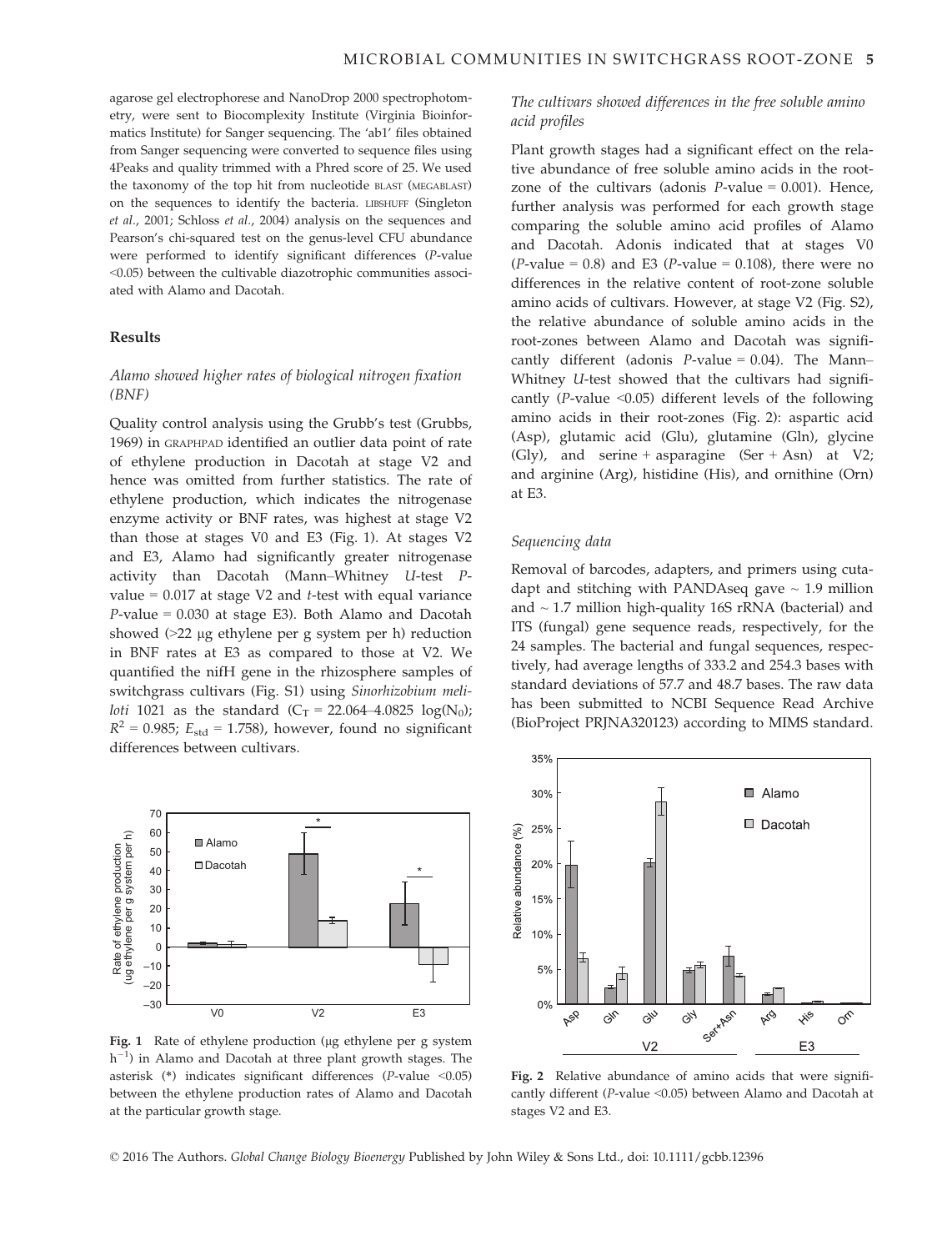agarose gel electrophorese and NanoDrop 2000 spectrophotometry, were sent to Biocomplexity Institute (Virginia Bioinformatics Institute) for Sanger sequencing. The 'ab1' files obtained from Sanger sequencing were converted to sequence files using 4Peaks and quality trimmed with a Phred score of 25. We used the taxonomy of the top hit from nucleotide BLAST (MEGABLAST) on the sequences to identify the bacteria. LIBSHUFF (Singleton *et al.*, 2001; Schloss *et al.*, 2004) analysis on the sequences and Pearson's chi-squared test on the genus-level CFU abundance were performed to identify significant differences (*P*-value <0.05) between the cultivable diazotrophic communities associated with Alamo and Dacotah.

## Results

### *Alamo showed higher rates of biological nitrogen fixation (BNF)*

Quality control analysis using the Grubb's test (Grubbs, 1969) in GRAPHPAD identified an outlier data point of rate of ethylene production in Dacotah at stage V2 and hence was omitted from further statistics. The rate of ethylene production, which indicates the nitrogenase enzyme activity or BNF rates, was highest at stage V2 than those at stages V0 and E3 (Fig. 1). At stages V2 and E3, Alamo had significantly greater nitrogenase activity than Dacotah (Mann–Whitney *U*-test *P*-value = 0.017 at stage V2 and *t*-test with equal variance *P*-value = 0.030 at stage E3). Both Alamo and Dacotah showed (>22 μg ethylene per g system per h) reduction in BNF rates at E3 as compared to those at V2. We quantified the nifH gene in the rhizosphere samples of switchgrass cultivars (Fig. S1) using *Sinorhizobium meliloti* 1021 as the standard ($C_T = 22.064–4.0825\ \log(N_0)$; $R^2 = 0.985$; $E_{std} = 1.758$), however, found no significant differences between cultivars.

Fig. 1 Rate of ethylene production (μg ethylene per g system $h^{-1}$) in Alamo and Dacotah at three plant growth stages. The asterisk (*) indicates significant differences (*P*-value <0.05) between the ethylene production rates of Alamo and Dacotah at the particular growth stage.

### *The cultivars showed differences in the free soluble amino acid profiles*

Plant growth stages had a significant effect on the relative abundance of free soluble amino acids in the root-zone of the cultivars (adonis *P*-value = 0.001). Hence, further analysis was performed for each growth stage comparing the soluble amino acid profiles of Alamo and Dacotah. Adonis indicated that at stages V0 (*P*-value = 0.8) and E3 (*P*-value = 0.108), there were no differences in the relative content of root-zone soluble amino acids of cultivars. However, at stage V2 (Fig. S2), the relative abundance of soluble amino acids in the root-zones between Alamo and Dacotah was significantly different (adonis *P*-value = 0.04). The Mann–Whitney *U*-test showed that the cultivars had significantly (*P*-value <0.05) different levels of the following amino acids in their root-zones (Fig. 2): aspartic acid (Asp), glutamic acid (Glu), glutamine (Gln), glycine (Gly), and serine + asparagine (Ser + Asn) at V2; and arginine (Arg), histidine (His), and ornithine (Orn) at E3.

### *Sequencing data*

Removal of barcodes, adapters, and primers using cutadapt and stitching with PANDAseq gave ~ 1.9 million and ~ 1.7 million high-quality 16S rRNA (bacterial) and ITS (fungal) gene sequence reads, respectively, for the 24 samples. The bacterial and fungal sequences, respectively, had average lengths of 333.2 and 254.3 bases with standard deviations of 57.7 and 48.7 bases. The raw data has been submitted to NCBI Sequence Read Archive (BioProject PRJNA320123) according to MIMS standard.

Fig. 2 Relative abundance of amino acids that were significantly different (*P*-value <0.05) between Alamo and Dacotah at stages V2 and E3.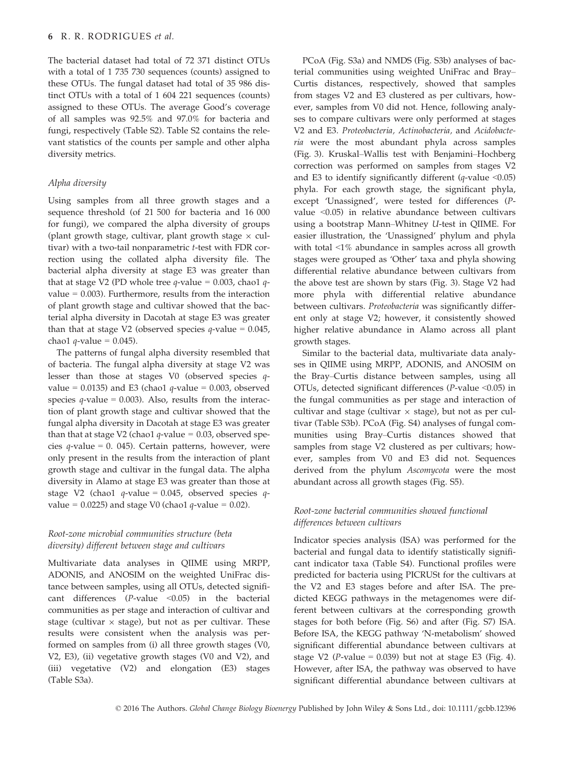The bacterial dataset had total of 72 371 distinct OTUs with a total of 1 735 730 sequences (counts) assigned to these OTUs. The fungal dataset had total of 35 986 distinct OTUs with a total of 1 604 221 sequences (counts) assigned to these OTUs. The average Good's coverage of all samples was 92.5% and 97.0% for bacteria and fungi, respectively (Table S2). Table S2 contains the relevant statistics of the counts per sample and other alpha diversity metrics.

### *Alpha diversity*

Using samples from all three growth stages and a sequence threshold (of 21 500 for bacteria and 16 000 for fungi), we compared the alpha diversity of groups (plant growth stage, cultivar, plant growth stage × cultivar) with a two-tail nonparametric *t*-test with FDR correction using the collated alpha diversity file. The bacterial alpha diversity at stage E3 was greater than that at stage V2 (PD whole tree *q*-value = 0.003, chao1 *q*-value = 0.003). Furthermore, results from the interaction of plant growth stage and cultivar showed that the bacterial alpha diversity in Dacotah at stage E3 was greater than that at stage V2 (observed species *q*-value = 0.045, chao1 *q*-value = 0.045).

The patterns of fungal alpha diversity resembled that of bacteria. The fungal alpha diversity at stage V2 was lesser than those at stages V0 (observed species *q*-value = 0.0135) and E3 (chao1 *q*-value = 0.003, observed species *q*-value = 0.003). Also, results from the interaction of plant growth stage and cultivar showed that the fungal alpha diversity in Dacotah at stage E3 was greater than that at stage V2 (chao1 *q*-value = 0.03, observed species *q*-value = 0. 045). Certain patterns, however, were only present in the results from the interaction of plant growth stage and cultivar in the fungal data. The alpha diversity in Alamo at stage E3 was greater than those at stage V2 (chao1 *q*-value = 0.045, observed species *q*-value = 0.0225) and stage V0 (chao1 *q*-value = 0.02).

### *Root-zone microbial communities structure (beta diversity) different between stage and cultivars*

Multivariate data analyses in QIIME using MRPP, ADONIS, and ANOSIM on the weighted UniFrac distance between samples, using all OTUs, detected significant differences (*P*-value <0.05) in the bacterial communities as per stage and interaction of cultivar and stage (cultivar × stage), but not as per cultivar. These results were consistent when the analysis was performed on samples from (i) all three growth stages (V0, V2, E3), (ii) vegetative growth stages (V0 and V2), and (iii) vegetative (V2) and elongation (E3) stages (Table S3a).

PCoA (Fig. S3a) and NMDS (Fig. S3b) analyses of bacterial communities using weighted UniFrac and Bray–Curtis distances, respectively, showed that samples from stages V2 and E3 clustered as per cultivars, however, samples from V0 did not. Hence, following analyses to compare cultivars were only performed at stages V2 and E3. *Proteobacteria*, *Actinobacteria*, and *Acidobacteria* were the most abundant phyla across samples (Fig. 3). Kruskal–Wallis test with Benjamini–Hochberg correction was performed on samples from stages V2 and E3 to identify significantly different (*q*-value <0.05) phyla. For each growth stage, the significant phyla, except 'Unassigned', were tested for differences (*P*-value <0.05) in relative abundance between cultivars using a bootstrap Mann–Whitney *U*-test in QIIME. For easier illustration, the 'Unassigned' phylum and phyla with total <1% abundance in samples across all growth stages were grouped as 'Other' taxa and phyla showing differential relative abundance between cultivars from the above test are shown by stars (Fig. 3). Stage V2 had more phyla with differential relative abundance between cultivars. *Proteobacteria* was significantly different only at stage V2; however, it consistently showed higher relative abundance in Alamo across all plant growth stages.

Similar to the bacterial data, multivariate data analyses in QIIME using MRPP, ADONIS, and ANOSIM on the Bray–Curtis distance between samples, using all OTUs, detected significant differences (*P*-value <0.05) in the fungal communities as per stage and interaction of cultivar and stage (cultivar × stage), but not as per cultivar (Table S3b). PCoA (Fig. S4) analyses of fungal communities using Bray–Curtis distances showed that samples from stage V2 clustered as per cultivars; however, samples from V0 and E3 did not. Sequences derived from the phylum *Ascomycota* were the most abundant across all growth stages (Fig. S5).

### *Root-zone bacterial communities showed functional differences between cultivars*

Indicator species analysis (ISA) was performed for the bacterial and fungal data to identify statistically significant indicator taxa (Table S4). Functional profiles were predicted for bacteria using PICRUSt for the cultivars at the V2 and E3 stages before and after ISA. The predicted KEGG pathways in the metagenomes were different between cultivars at the corresponding growth stages for both before (Fig. S6) and after (Fig. S7) ISA. Before ISA, the KEGG pathway 'N-metabolism' showed significant differential abundance between cultivars at stage V2 (*P*-value = 0.039) but not at stage E3 (Fig. 4). However, after ISA, the pathway was observed to have significant differential abundance between cultivars at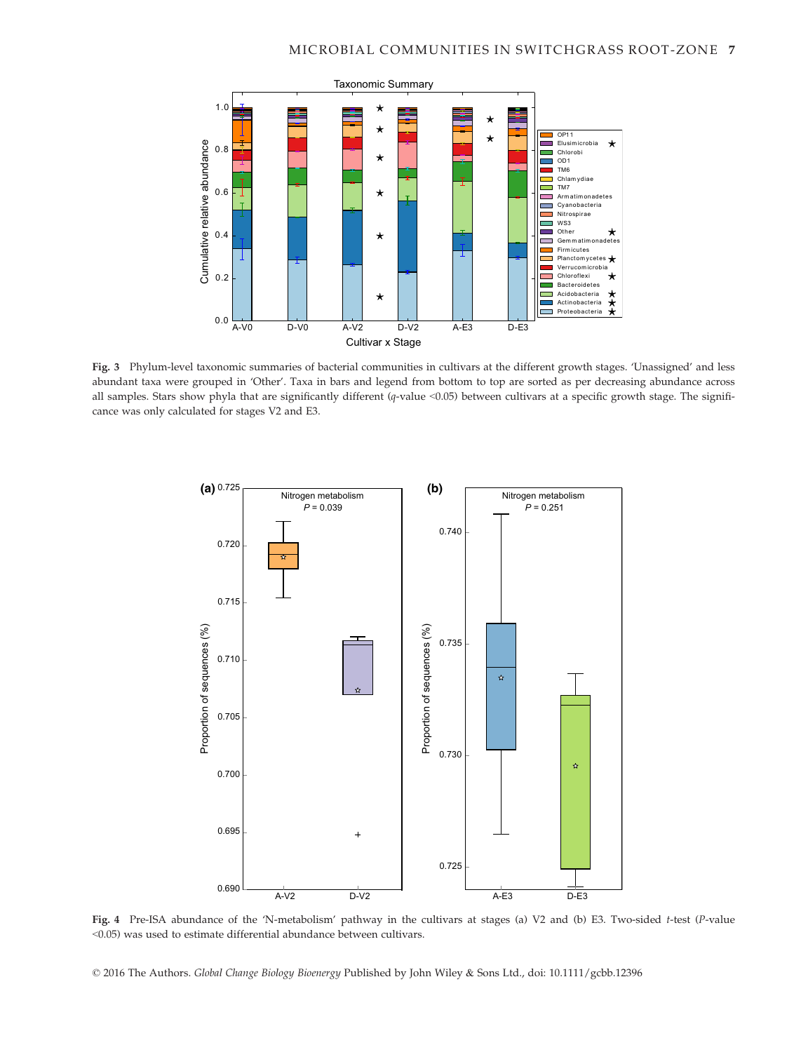**Fig. 3** Phylum-level taxonomic summaries of bacterial communities in cultivars at the different growth stages. 'Unassigned' and less abundant taxa were grouped in 'Other'. Taxa in bars and legend from bottom to top are sorted as per decreasing abundance across all samples. Stars show phyla that are significantly different (*q*-value <0.05) between cultivars at a specific growth stage. The significance was only calculated for stages V2 and E3.

**Fig. 4** Pre-ISA abundance of the 'N-metabolism' pathway in the cultivars at stages (a) V2 and (b) E3. Two-sided *t*-test (*P*-value <0.05) was used to estimate differential abundance between cultivars.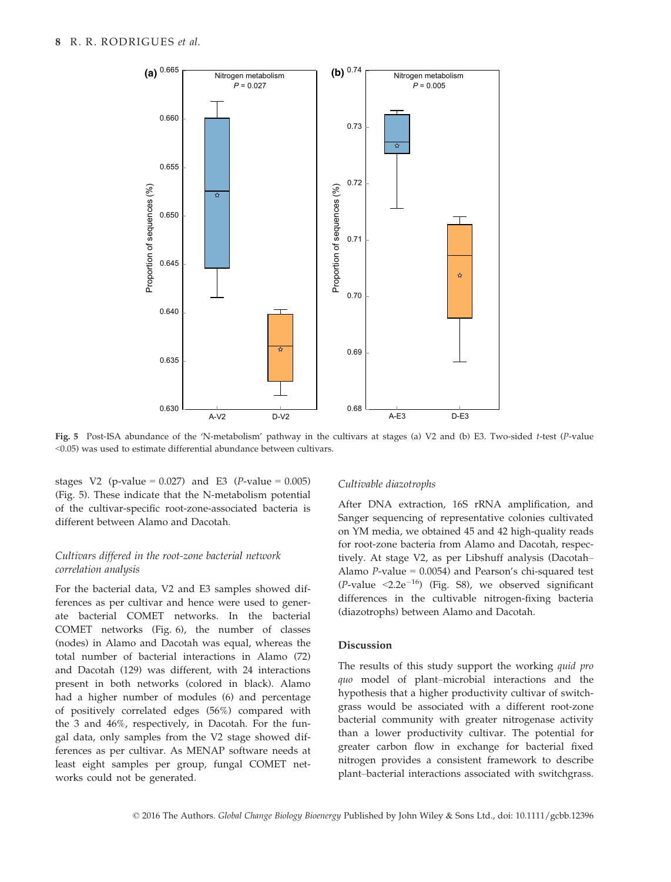Fig. 5 Post-ISA abundance of the 'N-metabolism' pathway in the cultivars at stages (a) V2 and (b) E3. Two-sided *t*-test (*P*-value <0.05) was used to estimate differential abundance between cultivars.

stages V2 (p-value = 0.027) and E3 (*P*-value = 0.005) (Fig. 5). These indicate that the N-metabolism potential of the cultivar-specific root-zone-associated bacteria is different between Alamo and Dacotah.

### *Cultivars differed in the root-zone bacterial network correlation analysis*

For the bacterial data, V2 and E3 samples showed differences as per cultivar and hence were used to generate bacterial COMET networks. In the bacterial COMET networks (Fig. 6), the number of classes (nodes) in Alamo and Dacotah was equal, whereas the total number of bacterial interactions in Alamo (72) and Dacotah (129) was different, with 24 interactions present in both networks (colored in black). Alamo had a higher number of modules (6) and percentage of positively correlated edges (56%) compared with the 3 and 46%, respectively, in Dacotah. For the fungal data, only samples from the V2 stage showed differences as per cultivar. As MENAP software needs at least eight samples per group, fungal COMET networks could not be generated.

### *Cultivable diazotrophs*

After DNA extraction, 16S rRNA amplification, and Sanger sequencing of representative colonies cultivated on YM media, we obtained 45 and 42 high-quality reads for root-zone bacteria from Alamo and Dacotah, respectively. At stage V2, as per Libshuff analysis (Dacotah–Alamo *P*-value = 0.0054) and Pearson's chi-squared test (*P*-value $<2.2e^{-16}$) (Fig. S8), we observed significant differences in the cultivable nitrogen-fixing bacteria (diazotrophs) between Alamo and Dacotah.

## Discussion

The results of this study support the working *quid pro quo* model of plant–microbial interactions and the hypothesis that a higher productivity cultivar of switchgrass would be associated with a different root-zone bacterial community with greater nitrogenase activity than a lower productivity cultivar. The potential for greater carbon flow in exchange for bacterial fixed nitrogen provides a consistent framework to describe plant–bacterial interactions associated with switchgrass.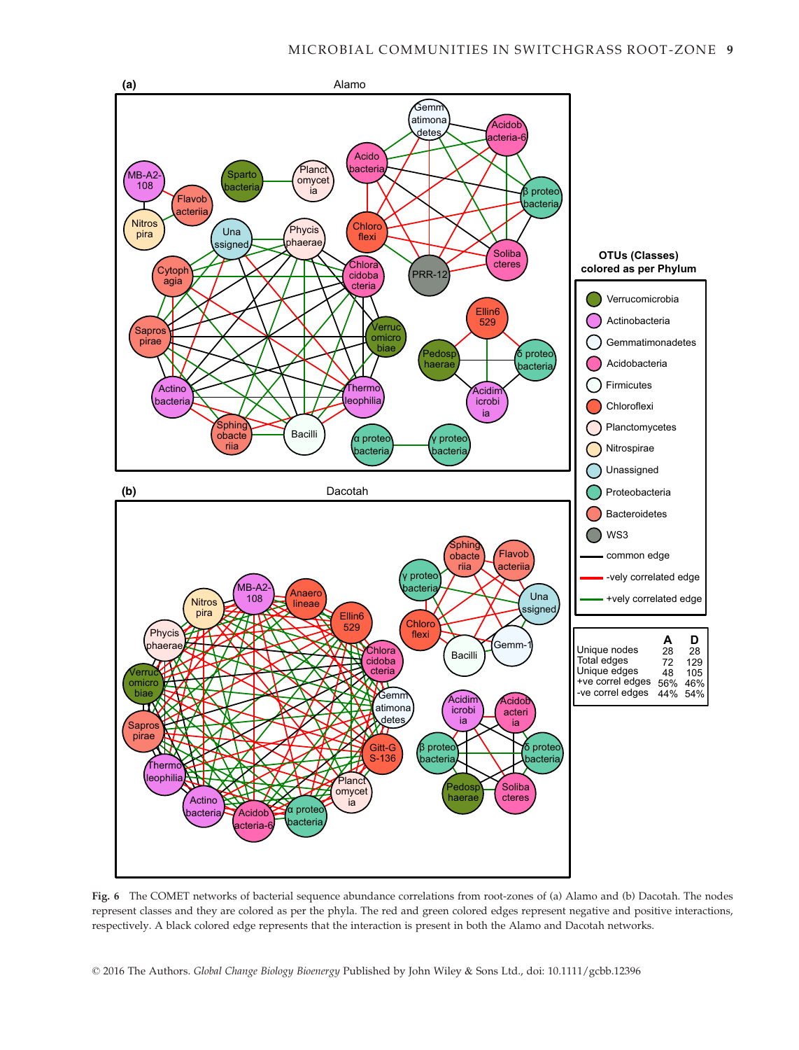**Fig. 6** The COMET networks of bacterial sequence abundance correlations from root-zones of (a) Alamo and (b) Dacotah. The nodes represent classes and they are colored as per the phyla. The red and green colored edges represent negative and positive interactions, respectively. A black colored edge represents that the interaction is present in both the Alamo and Dacotah networks.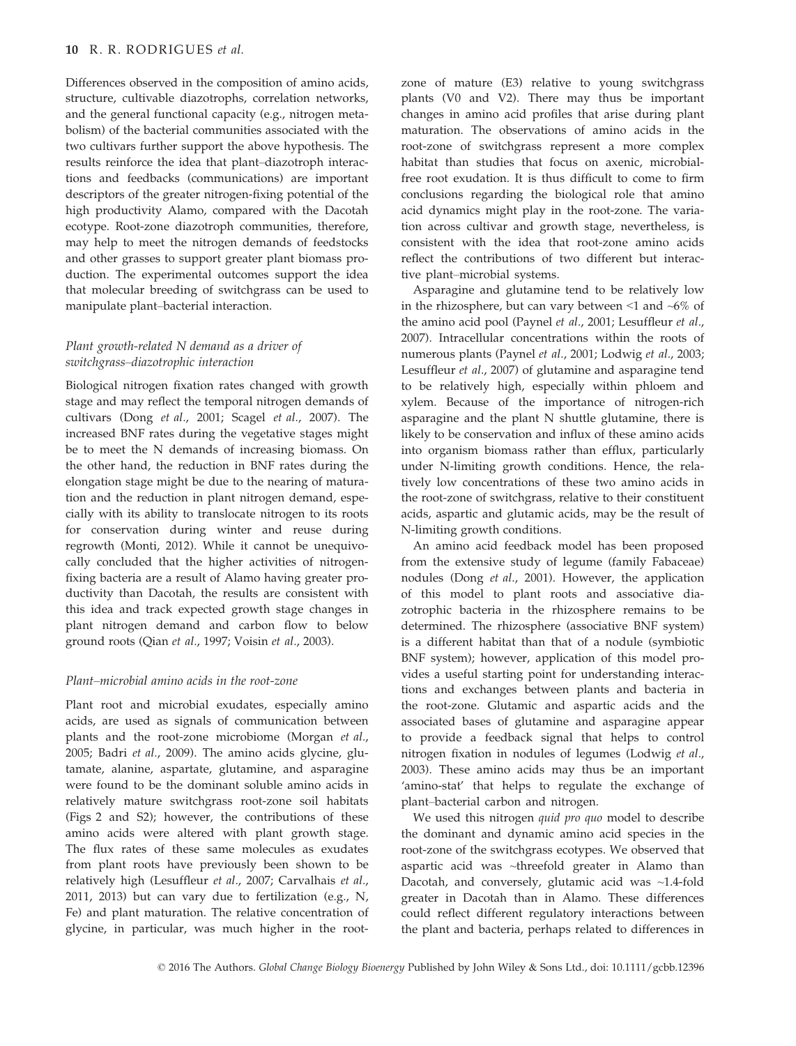Differences observed in the composition of amino acids, structure, cultivable diazotrophs, correlation networks, and the general functional capacity (e.g., nitrogen metabolism) of the bacterial communities associated with the two cultivars further support the above hypothesis. The results reinforce the idea that plant–diazotroph interactions and feedbacks (communications) are important descriptors of the greater nitrogen-fixing potential of the high productivity Alamo, compared with the Dacotah ecotype. Root-zone diazotroph communities, therefore, may help to meet the nitrogen demands of feedstocks and other grasses to support greater plant biomass production. The experimental outcomes support the idea that molecular breeding of switchgrass can be used to manipulate plant–bacterial interaction.

### *Plant growth-related N demand as a driver of switchgrass–diazotrophic interaction*

Biological nitrogen fixation rates changed with growth stage and may reflect the temporal nitrogen demands of cultivars (Dong *et al.*, 2001; Scagel *et al.*, 2007). The increased BNF rates during the vegetative stages might be to meet the N demands of increasing biomass. On the other hand, the reduction in BNF rates during the elongation stage might be due to the nearing of maturation and the reduction in plant nitrogen demand, especially with its ability to translocate nitrogen to its roots for conservation during winter and reuse during regrowth (Monti, 2012). While it cannot be unequivocally concluded that the higher activities of nitrogen-fixing bacteria are a result of Alamo having greater productivity than Dacotah, the results are consistent with this idea and track expected growth stage changes in plant nitrogen demand and carbon flow to below ground roots (Qian *et al.*, 1997; Voisin *et al.*, 2003).

### *Plant–microbial amino acids in the root-zone*

Plant root and microbial exudates, especially amino acids, are used as signals of communication between plants and the root-zone microbiome (Morgan *et al.*, 2005; Badri *et al.*, 2009). The amino acids glycine, glutamate, alanine, aspartate, glutamine, and asparagine were found to be the dominant soluble amino acids in relatively mature switchgrass root-zone soil habitats (Figs 2 and S2); however, the contributions of these amino acids were altered with plant growth stage. The flux rates of these same molecules as exudates from plant roots have previously been shown to be relatively high (Lesuffleur *et al.*, 2007; Carvalhais *et al.*, 2011, 2013) but can vary due to fertilization (e.g., N, Fe) and plant maturation. The relative concentration of glycine, in particular, was much higher in the root-zone of mature (E3) relative to young switchgrass plants (V0 and V2). There may thus be important changes in amino acid profiles that arise during plant maturation. The observations of amino acids in the root-zone of switchgrass represent a more complex habitat than studies that focus on axenic, microbial-free root exudation. It is thus difficult to come to firm conclusions regarding the biological role that amino acid dynamics might play in the root-zone. The variation across cultivar and growth stage, nevertheless, is consistent with the idea that root-zone amino acids reflect the contributions of two different but interactive plant–microbial systems.

Asparagine and glutamine tend to be relatively low in the rhizosphere, but can vary between <1 and ~6% of the amino acid pool (Paynel *et al.*, 2001; Lesuffleur *et al.*, 2007). Intracellular concentrations within the roots of numerous plants (Paynel *et al.*, 2001; Lodwig *et al.*, 2003; Lesuffleur *et al.*, 2007) of glutamine and asparagine tend to be relatively high, especially within phloem and xylem. Because of the importance of nitrogen-rich asparagine and the plant N shuttle glutamine, there is likely to be conservation and influx of these amino acids into organism biomass rather than efflux, particularly under N-limiting growth conditions. Hence, the relatively low concentrations of these two amino acids in the root-zone of switchgrass, relative to their constituent acids, aspartic and glutamic acids, may be the result of N-limiting growth conditions.

An amino acid feedback model has been proposed from the extensive study of legume (family Fabaceae) nodules (Dong *et al.*, 2001). However, the application of this model to plant roots and associative diazotrophic bacteria in the rhizosphere remains to be determined. The rhizosphere (associative BNF system) is a different habitat than that of a nodule (symbiotic BNF system); however, application of this model provides a useful starting point for understanding interactions and exchanges between plants and bacteria in the root-zone. Glutamic and aspartic acids and the associated bases of glutamine and asparagine appear to provide a feedback signal that helps to control nitrogen fixation in nodules of legumes (Lodwig *et al.*, 2003). These amino acids may thus be an important 'amino-stat' that helps to regulate the exchange of plant–bacterial carbon and nitrogen.

We used this nitrogen *quid pro quo* model to describe the dominant and dynamic amino acid species in the root-zone of the switchgrass ecotypes. We observed that aspartic acid was ~threefold greater in Alamo than Dacotah, and conversely, glutamic acid was ~1.4-fold greater in Dacotah than in Alamo. These differences could reflect different regulatory interactions between the plant and bacteria, perhaps related to differences in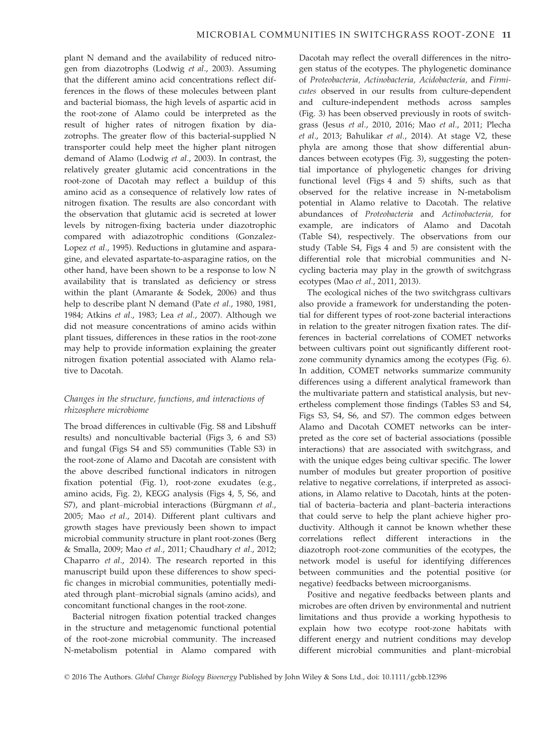plant N demand and the availability of reduced nitrogen from diazotrophs (Lodwig *et al*., 2003). Assuming that the different amino acid concentrations reflect differences in the flows of these molecules between plant and bacterial biomass, the high levels of aspartic acid in the root-zone of Alamo could be interpreted as the result of higher rates of nitrogen fixation by diazotrophs. The greater flow of this bacterial-supplied N transporter could help meet the higher plant nitrogen demand of Alamo (Lodwig *et al*., 2003). In contrast, the relatively greater glutamic acid concentrations in the root-zone of Dacotah may reflect a buildup of this amino acid as a consequence of relatively low rates of nitrogen fixation. The results are also concordant with the observation that glutamic acid is secreted at lower levels by nitrogen-fixing bacteria under diazotrophic compared with adiazotrophic conditions (Gonzalez-Lopez *et al*., 1995). Reductions in glutamine and asparagine, and elevated aspartate-to-asparagine ratios, on the other hand, have been shown to be a response to low N availability that is translated as deficiency or stress within the plant (Amarante & Sodek, 2006) and thus help to describe plant N demand (Pate *et al*., 1980, 1981, 1984; Atkins *et al*., 1983; Lea *et al*., 2007). Although we did not measure concentrations of amino acids within plant tissues, differences in these ratios in the root-zone may help to provide information explaining the greater nitrogen fixation potential associated with Alamo relative to Dacotah.

### *Changes in the structure, functions, and interactions of rhizosphere microbiome*

The broad differences in cultivable (Fig. S8 and Libshuff results) and noncultivable bacterial (Figs 3, 6 and S3) and fungal (Figs S4 and S5) communities (Table S3) in the root-zone of Alamo and Dacotah are consistent with the above described functional indicators in nitrogen fixation potential (Fig. 1), root-zone exudates (e.g., amino acids, Fig. 2), KEGG analysis (Figs 4, 5, S6, and S7), and plant–microbial interactions (Bürgmann *et al*., 2005; Mao *et al*., 2014). Different plant cultivars and growth stages have previously been shown to impact microbial community structure in plant root-zones (Berg & Smalla, 2009; Mao *et al*., 2011; Chaudhary *et al*., 2012; Chaparro *et al*., 2014). The research reported in this manuscript build upon these differences to show specific changes in microbial communities, potentially mediated through plant–microbial signals (amino acids), and concomitant functional changes in the root-zone.

Bacterial nitrogen fixation potential tracked changes in the structure and metagenomic functional potential of the root-zone microbial community. The increased N-metabolism potential in Alamo compared with Dacotah may reflect the overall differences in the nitrogen status of the ecotypes. The phylogenetic dominance of *Proteobacteria, Actinobacteria, Acidobacteria,* and *Firmicutes* observed in our results from culture-dependent and culture-independent methods across samples (Fig. 3) has been observed previously in roots of switchgrass (Jesus *et al*., 2010, 2016; Mao *et al*., 2011; Plecha *et al*., 2013; Bahulikar *et al*., 2014). At stage V2, these phyla are among those that show differential abundances between ecotypes (Fig. 3), suggesting the potential importance of phylogenetic changes for driving functional level (Figs 4 and 5) shifts, such as that observed for the relative increase in N-metabolism potential in Alamo relative to Dacotah. The relative abundances of *Proteobacteria* and *Actinobacteria,* for example, are indicators of Alamo and Dacotah (Table S4), respectively. The observations from our study (Table S4, Figs 4 and 5) are consistent with the differential role that microbial communities and N-cycling bacteria may play in the growth of switchgrass ecotypes (Mao *et al*., 2011, 2013).

The ecological niches of the two switchgrass cultivars also provide a framework for understanding the potential for different types of root-zone bacterial interactions in relation to the greater nitrogen fixation rates. The differences in bacterial correlations of COMET networks between cultivars point out significantly different root-zone community dynamics among the ecotypes (Fig. 6). In addition, COMET networks summarize community differences using a different analytical framework than the multivariate pattern and statistical analysis, but nevertheless complement those findings (Tables S3 and S4, Figs S3, S4, S6, and S7). The common edges between Alamo and Dacotah COMET networks can be interpreted as the core set of bacterial associations (possible interactions) that are associated with switchgrass, and with the unique edges being cultivar specific. The lower number of modules but greater proportion of positive relative to negative correlations, if interpreted as associations, in Alamo relative to Dacotah, hints at the potential of bacteria–bacteria and plant–bacteria interactions that could serve to help the plant achieve higher productivity. Although it cannot be known whether these correlations reflect different interactions in the diazotroph root-zone communities of the ecotypes, the network model is useful for identifying differences between communities and the potential positive (or negative) feedbacks between microorganisms.

Positive and negative feedbacks between plants and microbes are often driven by environmental and nutrient limitations and thus provide a working hypothesis to explain how two ecotype root-zone habitats with different energy and nutrient conditions may develop different microbial communities and plant–microbial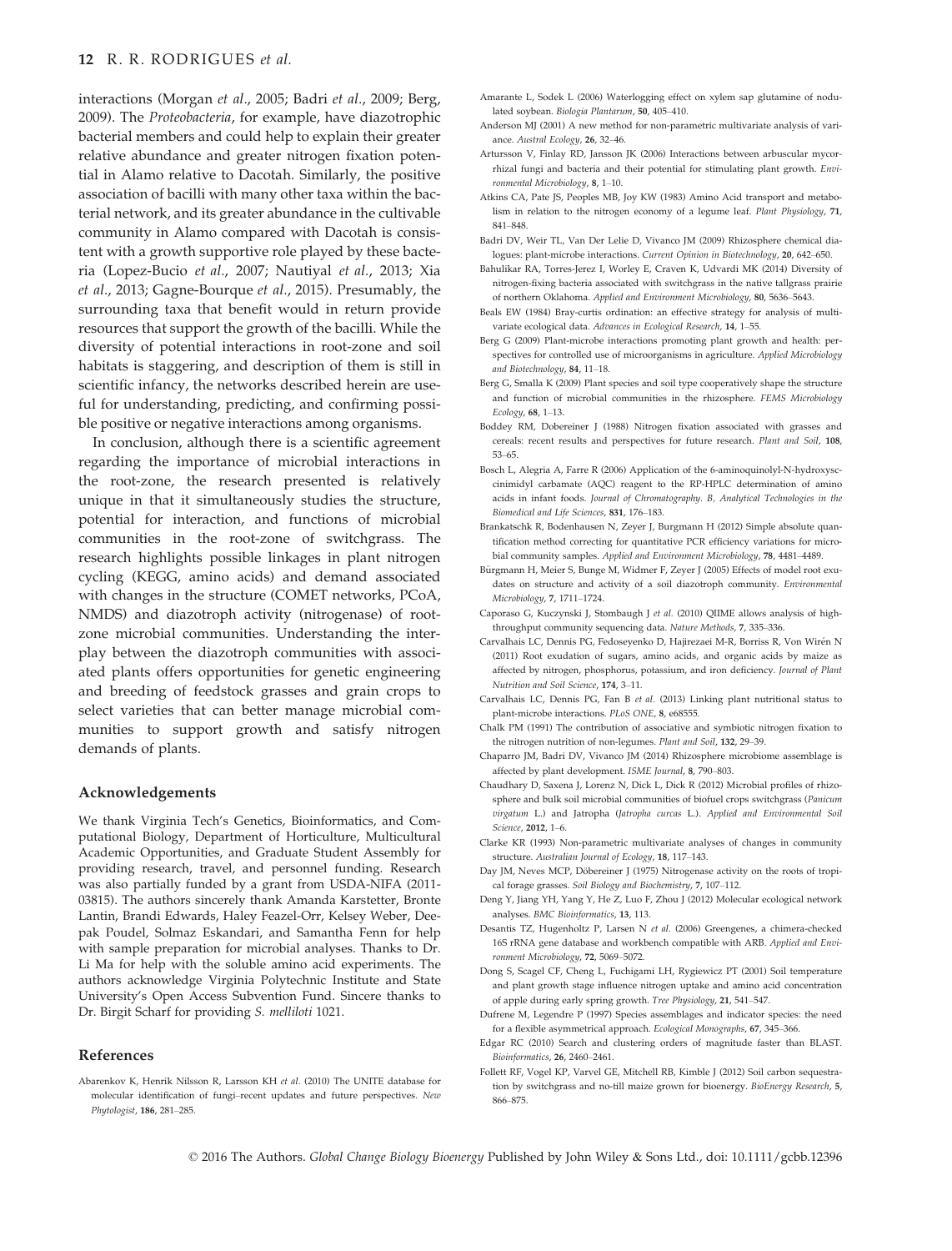interactions (Morgan *et al*., 2005; Badri *et al*., 2009; Berg, 2009). The *Proteobacteria*, for example, have diazotrophic bacterial members and could help to explain their greater relative abundance and greater nitrogen fixation potential in Alamo relative to Dacotah. Similarly, the positive association of bacilli with many other taxa within the bacterial network, and its greater abundance in the cultivable community in Alamo compared with Dacotah is consistent with a growth supportive role played by these bacteria (Lopez-Bucio *et al*., 2007; Nautiyal *et al*., 2013; Xia *et al*., 2013; Gagne-Bourque *et al*., 2015). Presumably, the surrounding taxa that benefit would in return provide resources that support the growth of the bacilli. While the diversity of potential interactions in root-zone and soil habitats is staggering, and description of them is still in scientific infancy, the networks described herein are useful for understanding, predicting, and confirming possible positive or negative interactions among organisms.

In conclusion, although there is a scientific agreement regarding the importance of microbial interactions in the root-zone, the research presented is relatively unique in that it simultaneously studies the structure, potential for interaction, and functions of microbial communities in the root-zone of switchgrass. The research highlights possible linkages in plant nitrogen cycling (KEGG, amino acids) and demand associated with changes in the structure (COMET networks, PCoA, NMDS) and diazotroph activity (nitrogenase) of root-zone microbial communities. Understanding the interplay between the diazotroph communities with associated plants offers opportunities for genetic engineering and breeding of feedstock grasses and grain crops to select varieties that can better manage microbial communities to support growth and satisfy nitrogen demands of plants.

## Acknowledgements

We thank Virginia Tech's Genetics, Bioinformatics, and Computational Biology, Department of Horticulture, Multicultural Academic Opportunities, and Graduate Student Assembly for providing research, travel, and personnel funding. Research was also partially funded by a grant from USDA-NIFA (2011-03815). The authors sincerely thank Amanda Karstetter, Bronte Lantin, Brandi Edwards, Haley Feazel-Orr, Kelsey Weber, Deepak Poudel, Solmaz Eskandari, and Samantha Fenn for help with sample preparation for microbial analyses. Thanks to Dr. Li Ma for help with the soluble amino acid experiments. The authors acknowledge Virginia Polytechnic Institute and State University's Open Access Subvention Fund. Sincere thanks to Dr. Birgit Scharf for providing *S. melliloti* 1021.

## References

Abarenkov K, Henrik Nilsson R, Larsson KH *et al*. (2010) The UNITE database for molecular identification of fungi–recent updates and future perspectives. *New Phytologist*, **186**, 281–285.

Amarante L, Sodek L (2006) Waterlogging effect on xylem sap glutamine of nodulated soybean. *Biologia Plantarum*, **50**, 405–410.

Anderson MJ (2001) A new method for non-parametric multivariate analysis of variance. *Austral Ecology*, **26**, 32–46.

Artursson V, Finlay RD, Jansson JK (2006) Interactions between arbuscular mycorrhizal fungi and bacteria and their potential for stimulating plant growth. *Environmental Microbiology*, **8**, 1–10.

Atkins CA, Pate JS, Peoples MB, Joy KW (1983) Amino Acid transport and metabolism in relation to the nitrogen economy of a legume leaf. *Plant Physiology*, **71**, 841–848.

Badri DV, Weir TL, Van Der Lelie D, Vivanco JM (2009) Rhizosphere chemical dialogues: plant-microbe interactions. *Current Opinion in Biotechnology*, **20**, 642–650.

Bahulikar RA, Torres-Jerez I, Worley E, Craven K, Udvardi MK (2014) Diversity of nitrogen-fixing bacteria associated with switchgrass in the native tallgrass prairie of northern Oklahoma. *Applied and Environment Microbiology*, **80**, 5636–5643.

Beals EW (1984) Bray-curtis ordination: an effective strategy for analysis of multivariate ecological data. *Advances in Ecological Research*, **14**, 1–55.

Berg G (2009) Plant-microbe interactions promoting plant growth and health: perspectives for controlled use of microorganisms in agriculture. *Applied Microbiology and Biotechnology*, **84**, 11–18.

Berg G, Smalla K (2009) Plant species and soil type cooperatively shape the structure and function of microbial communities in the rhizosphere. *FEMS Microbiology Ecology*, **68**, 1–13.

Boddey RM, Dobereiner J (1988) Nitrogen fixation associated with grasses and cereals: recent results and perspectives for future research. *Plant and Soil*, **108**, 53–65.

Bosch L, Alegria A, Farre R (2006) Application of the 6-aminoquinolyl-N-hydroxysccinimidyl carbamate (AQC) reagent to the RP-HPLC determination of amino acids in infant foods. *Journal of Chromatography. B, Analytical Technologies in the Biomedical and Life Sciences*, **831**, 176–183.

Brankatschk R, Bodenhausen N, Zeyer J, Burgmann H (2012) Simple absolute quantification method correcting for quantitative PCR efficiency variations for microbial community samples. *Applied and Environment Microbiology*, **78**, 4481–4489.

Bürgmann H, Meier S, Bunge M, Widmer F, Zeyer J (2005) Effects of model root exudates on structure and activity of a soil diazotroph community. *Environmental Microbiology*, **7**, 1711–1724.

Caporaso G, Kuczynski J, Stombaugh J *et al*. (2010) QIIME allows analysis of high-throughput community sequencing data. *Nature Methods*, **7**, 335–336.

Carvalhais LC, Dennis PG, Fedoseyenko D, Hajirezaei M-R, Borriss R, Von Wirén N (2011) Root exudation of sugars, amino acids, and organic acids by maize as affected by nitrogen, phosphorus, potassium, and iron deficiency. *Journal of Plant Nutrition and Soil Science*, **174**, 3–11.

Carvalhais LC, Dennis PG, Fan B *et al*. (2013) Linking plant nutritional status to plant-microbe interactions. *PLoS ONE*, **8**, e68555.

Chalk PM (1991) The contribution of associative and symbiotic nitrogen fixation to the nitrogen nutrition of non-legumes. *Plant and Soil*, **132**, 29–39.

Chaparro JM, Badri DV, Vivanco JM (2014) Rhizosphere microbiome assemblage is affected by plant development. *ISME Journal*, **8**, 790–803.

Chaudhary D, Saxena J, Lorenz N, Dick L, Dick R (2012) Microbial profiles of rhizosphere and bulk soil microbial communities of biofuel crops switchgrass (*Panicum virgatum* L.) and Jatropha (*Jatropha curcas* L.). *Applied and Environmental Soil Science*, **2012**, 1–6.

Clarke KR (1993) Non-parametric multivariate analyses of changes in community structure. *Australian Journal of Ecology*, **18**, 117–143.

Day JM, Neves MCP, Döbereiner J (1975) Nitrogenase activity on the roots of tropical forage grasses. *Soil Biology and Biochemistry*, **7**, 107–112.

Deng Y, Jiang YH, Yang Y, He Z, Luo F, Zhou J (2012) Molecular ecological network analyses. *BMC Bioinformatics*, **13**, 113.

Desantis TZ, Hugenholtz P, Larsen N *et al*. (2006) Greengenes, a chimera-checked 16S rRNA gene database and workbench compatible with ARB. *Applied and Environment Microbiology*, **72**, 5069–5072.

Dong S, Scagel CF, Cheng L, Fuchigami LH, Rygiewicz PT (2001) Soil temperature and plant growth stage influence nitrogen uptake and amino acid concentration of apple during early spring growth. *Tree Physiology*, **21**, 541–547.

Dufrene M, Legendre P (1997) Species assemblages and indicator species: the need for a flexible asymmetrical approach. *Ecological Monographs*, **67**, 345–366.

Edgar RC (2010) Search and clustering orders of magnitude faster than BLAST. *Bioinformatics*, **26**, 2460–2461.

Follett RF, Vogel KP, Varvel GE, Mitchell RB, Kimble J (2012) Soil carbon sequestration by switchgrass and no-till maize grown for bioenergy. *BioEnergy Research*, **5**, 866–875.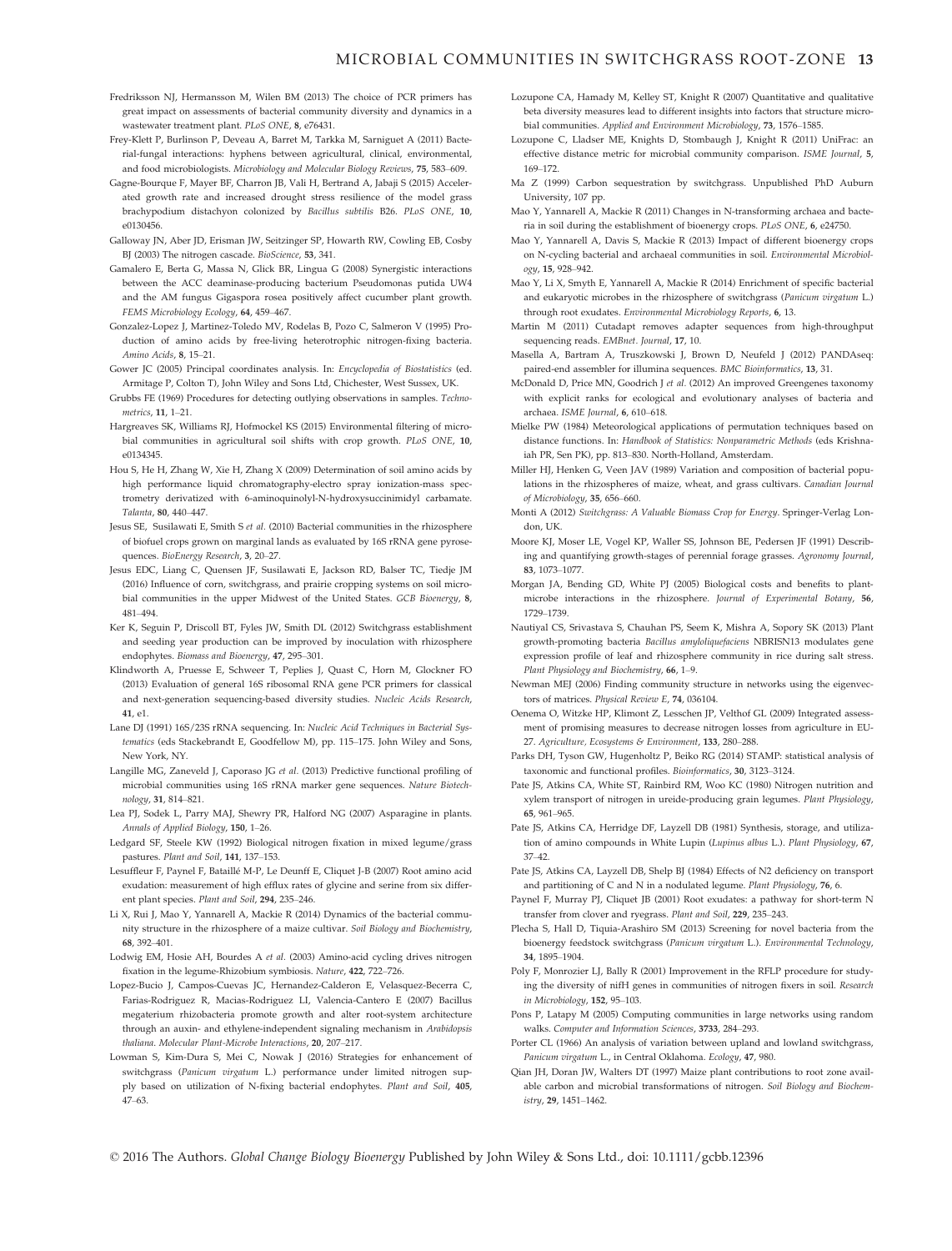Fredriksson NJ, Hermansson M, Wilen BM (2013) The choice of PCR primers has great impact on assessments of bacterial community diversity and dynamics in a wastewater treatment plant. *PLoS ONE*, **8**, e76431.

Frey-Klett P, Burlinson P, Deveau A, Barret M, Tarkka M, Sarniguet A (2011) Bacterial-fungal interactions: hyphens between agricultural, clinical, environmental, and food microbiologists. *Microbiology and Molecular Biology Reviews*, **75**, 583–609.

Gagne-Bourque F, Mayer BF, Charron JB, Vali H, Bertrand A, Jabaji S (2015) Accelerated growth rate and increased drought stress resilience of the model grass brachypodium distachyon colonized by *Bacillus subtilis* B26. *PLoS ONE*, **10**, e0130456.

Galloway JN, Aber JD, Erisman JW, Seitzinger SP, Howarth RW, Cowling EB, Cosby BJ (2003) The nitrogen cascade. *BioScience*, **53**, 341.

Gamalero E, Berta G, Massa N, Glick BR, Lingua G (2008) Synergistic interactions between the ACC deaminase-producing bacterium Pseudomonas putida UW4 and the AM fungus Gigaspora rosea positively affect cucumber plant growth. *FEMS Microbiology Ecology*, **64**, 459–467.

Gonzalez-Lopez J, Martinez-Toledo MV, Rodelas B, Pozo C, Salmeron V (1995) Production of amino acids by free-living heterotrophic nitrogen-fixing bacteria. *Amino Acids*, **8**, 15–21.

Gower JC (2005) Principal coordinates analysis. In: *Encyclopedia of Biostatistics* (ed. Armitage P, Colton T), John Wiley and Sons Ltd, Chichester, West Sussex, UK.

Grubbs FE (1969) Procedures for detecting outlying observations in samples. *Technometrics*, **11**, 1–21.

Hargreaves SK, Williams RJ, Hofmockel KS (2015) Environmental filtering of microbial communities in agricultural soil shifts with crop growth. *PLoS ONE*, **10**, e0134345.

Hou S, He H, Zhang W, Xie H, Zhang X (2009) Determination of soil amino acids by high performance liquid chromatography-electro spray ionization-mass spectrometry derivatized with 6-aminoquinolyl-N-hydroxysuccinimidyl carbamate. *Talanta*, **80**, 440–447.

Jesus SE, Susilawati E, Smith S *et al.* (2010) Bacterial communities in the rhizosphere of biofuel crops grown on marginal lands as evaluated by 16S rRNA gene pyrosequences. *BioEnergy Research*, **3**, 20–27.

Jesus EDC, Liang C, Quensen JF, Susilawati E, Jackson RD, Balser TC, Tiedje JM (2016) Influence of corn, switchgrass, and prairie cropping systems on soil microbial communities in the upper Midwest of the United States. *GCB Bioenergy*, **8**, 481–494.

Ker K, Seguin P, Driscoll BT, Fyles JW, Smith DL (2012) Switchgrass establishment and seeding year production can be improved by inoculation with rhizosphere endophytes. *Biomass and Bioenergy*, **47**, 295–301.

Klindworth A, Pruesse E, Schweer T, Peplies J, Quast C, Horn M, Glockner FO (2013) Evaluation of general 16S ribosomal RNA gene PCR primers for classical and next-generation sequencing-based diversity studies. *Nucleic Acids Research*, **41**, e1.

Lane DJ (1991) 16S/23S rRNA sequencing. In: *Nucleic Acid Techniques in Bacterial Systematics* (eds Stackebrandt E, Goodfellow M), pp. 115–175. John Wiley and Sons, New York, NY.

Langille MG, Zaneveld J, Caporaso JG *et al.* (2013) Predictive functional profiling of microbial communities using 16S rRNA marker gene sequences. *Nature Biotechnology*, **31**, 814–821.

Lea PJ, Sodek L, Parry MAJ, Shewry PR, Halford NG (2007) Asparagine in plants. *Annals of Applied Biology*, **150**, 1–26.

Ledgard SF, Steele KW (1992) Biological nitrogen fixation in mixed legume/grass pastures. *Plant and Soil*, **141**, 137–153.

Lesuffleur F, Paynel F, Bataillé M-P, Le Deunff E, Cliquet J-B (2007) Root amino acid exudation: measurement of high efflux rates of glycine and serine from six different plant species. *Plant and Soil*, **294**, 235–246.

Li X, Rui J, Mao Y, Yannarell A, Mackie R (2014) Dynamics of the bacterial community structure in the rhizosphere of a maize cultivar. *Soil Biology and Biochemistry*, **68**, 392–401.

Lodwig EM, Hosie AH, Bourdes A *et al.* (2003) Amino-acid cycling drives nitrogen fixation in the legume-Rhizobium symbiosis. *Nature*, **422**, 722–726.

Lopez-Bucio J, Campos-Cuevas JC, Hernandez-Calderon E, Velasquez-Becerra C, Farias-Rodriguez R, Macias-Rodriguez LI, Valencia-Cantero E (2007) Bacillus megaterium rhizobacteria promote growth and alter root-system architecture through an auxin- and ethylene-independent signaling mechanism in *Arabidopsis thaliana*. *Molecular Plant-Microbe Interactions*, **20**, 207–217.

Lowman S, Kim-Dura S, Mei C, Nowak J (2016) Strategies for enhancement of switchgrass (*Panicum virgatum* L.) performance under limited nitrogen supply based on utilization of N-fixing bacterial endophytes. *Plant and Soil*, **405**, 47–63.

Lozupone CA, Hamady M, Kelley ST, Knight R (2007) Quantitative and qualitative beta diversity measures lead to different insights into factors that structure microbial communities. *Applied and Environment Microbiology*, **73**, 1576–1585.

Lozupone C, Lladser ME, Knights D, Stombaugh J, Knight R (2011) UniFrac: an effective distance metric for microbial community comparison. *ISME Journal*, **5**, 169–172.

Ma Z (1999) Carbon sequestration by switchgrass. Unpublished PhD Auburn University, 107 pp.

Mao Y, Yannarell A, Mackie R (2011) Changes in N-transforming archaea and bacteria in soil during the establishment of bioenergy crops. *PLoS ONE*, **6**, e24750.

Mao Y, Yannarell A, Davis S, Mackie R (2013) Impact of different bioenergy crops on N-cycling bacterial and archaeal communities in soil. *Environmental Microbiology*, **15**, 928–942.

Mao Y, Li X, Smyth E, Yannarell A, Mackie R (2014) Enrichment of specific bacterial and eukaryotic microbes in the rhizosphere of switchgrass (*Panicum virgatum* L.) through root exudates. *Environmental Microbiology Reports*, **6**, 13.

Martin M (2011) Cutadapt removes adapter sequences from high-throughput sequencing reads. *EMBnet. Journal*, **17**, 10.

Masella A, Bartram A, Truszkowski J, Brown D, Neufeld J (2012) PANDAseq: paired-end assembler for illumina sequences. *BMC Bioinformatics*, **13**, 31.

McDonald D, Price MN, Goodrich J *et al.* (2012) An improved Greengenes taxonomy with explicit ranks for ecological and evolutionary analyses of bacteria and archaea. *ISME Journal*, **6**, 610–618.

Mielke PW (1984) Meteorological applications of permutation techniques based on distance functions. In: *Handbook of Statistics: Nonparametric Methods* (eds Krishnaiah PR, Sen PK), pp. 813–830. North-Holland, Amsterdam.

Miller HJ, Henken G, Veen JAV (1989) Variation and composition of bacterial populations in the rhizospheres of maize, wheat, and grass cultivars. *Canadian Journal of Microbiology*, **35**, 656–660.

Monti A (2012) *Switchgrass: A Valuable Biomass Crop for Energy*. Springer-Verlag London, UK.

Moore KJ, Moser LE, Vogel KP, Waller SS, Johnson BE, Pedersen JF (1991) Describing and quantifying growth-stages of perennial forage grasses. *Agronomy Journal*, **83**, 1073–1077.

Morgan JA, Bending GD, White PJ (2005) Biological costs and benefits to plant-microbe interactions in the rhizosphere. *Journal of Experimental Botany*, **56**, 1729–1739.

Nautiyal CS, Srivastava S, Chauhan PS, Seem K, Mishra A, Sopory SK (2013) Plant growth-promoting bacteria *Bacillus amyloliquefaciens* NBRISN13 modulates gene expression profile of leaf and rhizosphere community in rice during salt stress. *Plant Physiology and Biochemistry*, **66**, 1–9.

Newman MEJ (2006) Finding community structure in networks using the eigenvectors of matrices. *Physical Review E*, **74**, 036104.

Oenema O, Witzke HP, Klimont Z, Lesschen JP, Velthof GL (2009) Integrated assessment of promising measures to decrease nitrogen losses from agriculture in EU-27. *Agriculture, Ecosystems & Environment*, **133**, 280–288.

Parks DH, Tyson GW, Hugenholtz P, Beiko RG (2014) STAMP: statistical analysis of taxonomic and functional profiles. *Bioinformatics*, **30**, 3123–3124.

Pate JS, Atkins CA, White ST, Rainbird RM, Woo KC (1980) Nitrogen nutrition and xylem transport of nitrogen in ureide-producing grain legumes. *Plant Physiology*, **65**, 961–965.

Pate JS, Atkins CA, Herridge DF, Layzell DB (1981) Synthesis, storage, and utilization of amino compounds in White Lupin (*Lupinus albus* L.). *Plant Physiology*, **67**, 37–42.

Pate JS, Atkins CA, Layzell DB, Shelp BJ (1984) Effects of N2 deficiency on transport and partitioning of C and N in a nodulated legume. *Plant Physiology*, **76**, 6.

Paynel F, Murray PJ, Cliquet JB (2001) Root exudates: a pathway for short-term N transfer from clover and ryegrass. *Plant and Soil*, **229**, 235–243.

Plecha S, Hall D, Tiquia-Arashiro SM (2013) Screening for novel bacteria from the bioenergy feedstock switchgrass (*Panicum virgatum* L.). *Environmental Technology*, **34**, 1895–1904.

Poly F, Monrozier LJ, Bally R (2001) Improvement in the RFLP procedure for studying the diversity of nifH genes in communities of nitrogen fixers in soil. *Research in Microbiology*, **152**, 95–103.

Pons P, Latapy M (2005) Computing communities in large networks using random walks. *Computer and Information Sciences*, **3733**, 284–293.

Porter CL (1966) An analysis of variation between upland and lowland switchgrass, *Panicum virgatum* L., in Central Oklahoma. *Ecology*, **47**, 980.

Qian JH, Doran JW, Walters DT (1997) Maize plant contributions to root zone available carbon and microbial transformations of nitrogen. *Soil Biology and Biochemistry*, **29**, 1451–1462.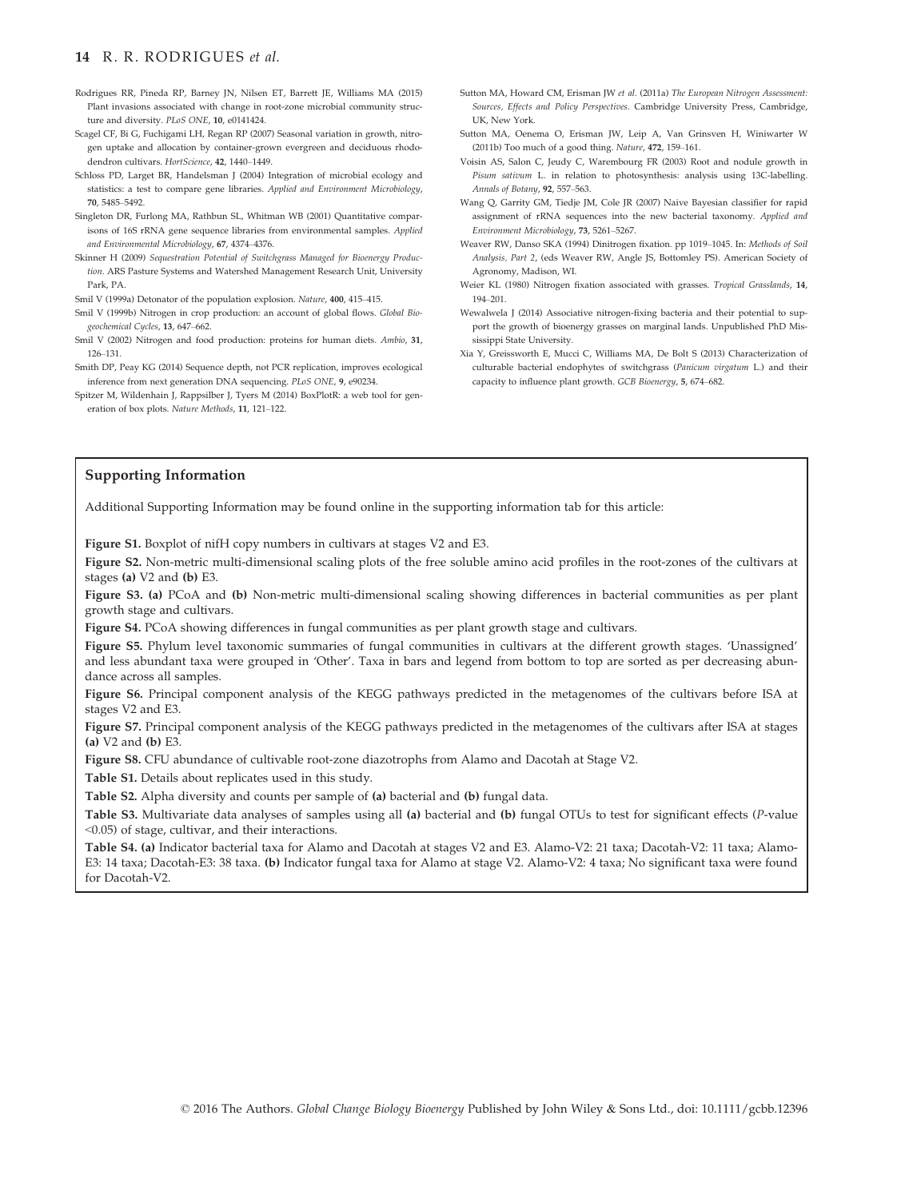Rodrigues RR, Pineda RP, Barney JN, Nilsen ET, Barrett JE, Williams MA (2015) Plant invasions associated with change in root-zone microbial community structure and diversity. *PLoS ONE*, **10**, e0141424.

Scagel CF, Bi G, Fuchigami LH, Regan RP (2007) Seasonal variation in growth, nitrogen uptake and allocation by container-grown evergreen and deciduous rhododendron cultivars. *HortScience*, **42**, 1440–1449.

Schloss PD, Larget BR, Handelsman J (2004) Integration of microbial ecology and statistics: a test to compare gene libraries. *Applied and Environment Microbiology*, **70**, 5485–5492.

Singleton DR, Furlong MA, Rathbun SL, Whitman WB (2001) Quantitative comparisons of 16S rRNA gene sequence libraries from environmental samples. *Applied and Environmental Microbiology*, **67**, 4374–4376.

Skinner H (2009) *Sequestration Potential of Switchgrass Managed for Bioenergy Production*. ARS Pasture Systems and Watershed Management Research Unit, University Park, PA.

Smil V (1999a) Detonator of the population explosion. *Nature*, **400**, 415–415.

Smil V (1999b) Nitrogen in crop production: an account of global flows. *Global Biogeochemical Cycles*, **13**, 647–662.

Smil V (2002) Nitrogen and food production: proteins for human diets. *Ambio*, **31**, 126–131.

Smith DP, Peay KG (2014) Sequence depth, not PCR replication, improves ecological inference from next generation DNA sequencing. *PLoS ONE*, **9**, e90234.

Spitzer M, Wildenhain J, Rappsilber J, Tyers M (2014) BoxPlotR: a web tool for generation of box plots. *Nature Methods*, **11**, 121–122.

Sutton MA, Howard CM, Erisman JW *et al.* (2011a) *The European Nitrogen Assessment: Sources, Effects and Policy Perspectives*. Cambridge University Press, Cambridge, UK, New York.

Sutton MA, Oenema O, Erisman JW, Leip A, Van Grinsven H, Winiwarter W (2011b) Too much of a good thing. *Nature*, **472**, 159–161.

Voisin AS, Salon C, Jeudy C, Warembourg FR (2003) Root and nodule growth in *Pisum sativum* L. in relation to photosynthesis: analysis using 13C-labelling. *Annals of Botany*, **92**, 557–563.

Wang Q, Garrity GM, Tiedje JM, Cole JR (2007) Naive Bayesian classifier for rapid assignment of rRNA sequences into the new bacterial taxonomy. *Applied and Environment Microbiology*, **73**, 5261–5267.

Weaver RW, Danso SKA (1994) Dinitrogen fixation. pp 1019–1045. In: *Methods of Soil Analysis, Part 2*, (eds Weaver RW, Angle JS, Bottomley PS). American Society of Agronomy, Madison, WI.

Weier KL (1980) Nitrogen fixation associated with grasses. *Tropical Grasslands*, **14**, 194–201.

Wewalwela J (2014) Associative nitrogen-fixing bacteria and their potential to support the growth of bioenergy grasses on marginal lands. Unpublished PhD Mississippi State University.

Xia Y, Greissworth E, Mucci C, Williams MA, De Bolt S (2013) Characterization of culturable bacterial endophytes of switchgrass (*Panicum virgatum* L.) and their capacity to influence plant growth. *GCB Bioenergy*, **5**, 674–682.

## Supporting Information

Additional Supporting Information may be found online in the supporting information tab for this article:

**Figure S1.** Boxplot of nifH copy numbers in cultivars at stages V2 and E3.

**Figure S2.** Non-metric multi-dimensional scaling plots of the free soluble amino acid profiles in the root-zones of the cultivars at stages **(a)** V2 and **(b)** E3.

**Figure S3. (a)** PCoA and **(b)** Non-metric multi-dimensional scaling showing differences in bacterial communities as per plant growth stage and cultivars.

**Figure S4.** PCoA showing differences in fungal communities as per plant growth stage and cultivars.

**Figure S5.** Phylum level taxonomic summaries of fungal communities in cultivars at the different growth stages. 'Unassigned' and less abundant taxa were grouped in 'Other'. Taxa in bars and legend from bottom to top are sorted as per decreasing abundance across all samples.

**Figure S6.** Principal component analysis of the KEGG pathways predicted in the metagenomes of the cultivars before ISA at stages V2 and E3.

**Figure S7.** Principal component analysis of the KEGG pathways predicted in the metagenomes of the cultivars after ISA at stages **(a)** V2 and **(b)** E3.

**Figure S8.** CFU abundance of cultivable root-zone diazotrophs from Alamo and Dacotah at Stage V2.

**Table S1.** Details about replicates used in this study.

**Table S2.** Alpha diversity and counts per sample of **(a)** bacterial and **(b)** fungal data.

**Table S3.** Multivariate data analyses of samples using all **(a)** bacterial and **(b)** fungal OTUs to test for significant effects ($P$-value <0.05) of stage, cultivar, and their interactions.

**Table S4. (a)** Indicator bacterial taxa for Alamo and Dacotah at stages V2 and E3. Alamo-V2: 21 taxa; Dacotah-V2: 11 taxa; Alamo-E3: 14 taxa; Dacotah-E3: 38 taxa. **(b)** Indicator fungal taxa for Alamo at stage V2. Alamo-V2: 4 taxa; No significant taxa were found for Dacotah-V2.